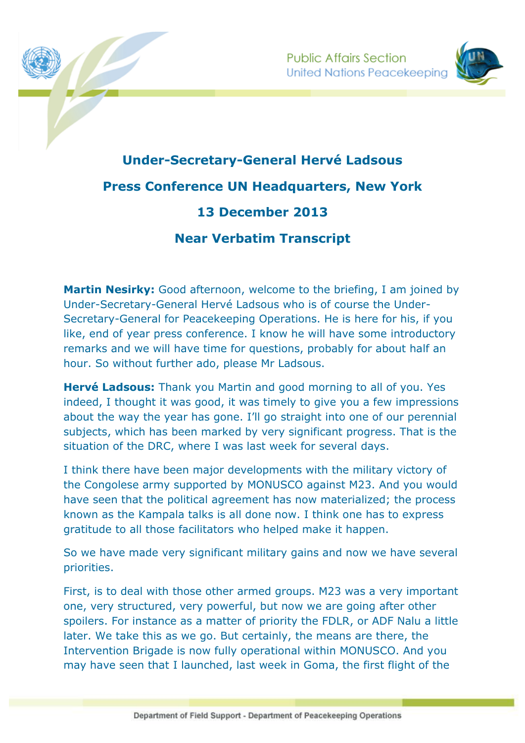# Under-Secretary-General Hervé Ladsous

## Press Conference UN Headquarters, New York

## 13 December 2013

## Near Verbatim Transcript

**Martin Nesirky:** Good afternoon, welcome to the briefing, I am joined by Under-Secretary-General Hervé Ladsous who is of course the Under-Secretary-General for Peacekeeping Operations. He is here for his, if you like, end of year press conference. I know he will have some introductory remarks and we will have time for questions, probably for about half an hour. So without further ado, please Mr Ladsous.

**Hervé Ladsous:** Thank you Martin and good morning to all of you. Yes indeed, I thought it was good, it was timely to give you a few impressions about the way the year has gone. I'll go straight into one of our perennial subjects, which has been marked by very significant progress. That is the situation of the DRC, where I was last week for several days.

I think there have been major developments with the military victory of the Congolese army supported by MONUSCO against M23. And you would have seen that the political agreement has now materialized; the process known as the Kampala talks is all done now. I think one has to express gratitude to all those facilitators who helped make it happen.

So we have made very significant military gains and now we have several priorities.

First, is to deal with those other armed groups. M23 was a very important one, very structured, very powerful, but now we are going after other spoilers. For instance as a matter of priority the FDLR, or ADF Nalu a little later. We take this as we go. But certainly, the means are there, the Intervention Brigade is now fully operational within MONUSCO. And you may have seen that I launched, last week in Goma, the first flight of the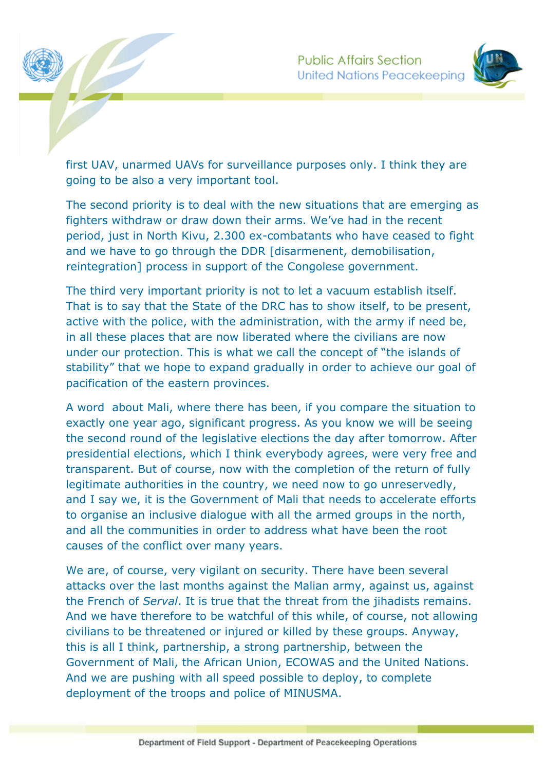first UAV, unarmed UAVs for surveillance purposes only. I think they are going to be also a very important tool.

The second priority is to deal with the new situations that are emerging as fighters withdraw or draw down their arms. We've had in the recent period, just in North Kivu, 2.300 ex-combatants who have ceased to fight and we have to go through the DDR [disarmenent, demobilisation, reintegration] process in support of the Congolese government.

The third very important priority is not to let a vacuum establish itself. That is to say that the State of the DRC has to show itself, to be present, active with the police, with the administration, with the army if need be, in all these places that are now liberated where the civilians are now under our protection. This is what we call the concept of "the islands of stability" that we hope to expand gradually in order to achieve our goal of pacification of the eastern provinces.

A word about Mali, where there has been, if you compare the situation to exactly one year ago, significant progress. As you know we will be seeing the second round of the legislative elections the day after tomorrow. After presidential elections, which I think everybody agrees, were very free and transparent. But of course, now with the completion of the return of fully legitimate authorities in the country, we need now to go unreservedly, and I say we, it is the Government of Mali that needs to accelerate efforts to organise an inclusive dialogue with all the armed groups in the north, and all the communities in order to address what have been the root causes of the conflict over many years.

We are, of course, very vigilant on security. There have been several attacks over the last months against the Malian army, against us, against the French of *Serval*. It is true that the threat from the jihadists remains. And we have therefore to be watchful of this while, of course, not allowing civilians to be threatened or injured or killed by these groups. Anyway, this is all I think, partnership, a strong partnership, between the Government of Mali, the African Union, ECOWAS and the United Nations. And we are pushing with all speed possible to deploy, to complete deployment of the troops and police of MINUSMA.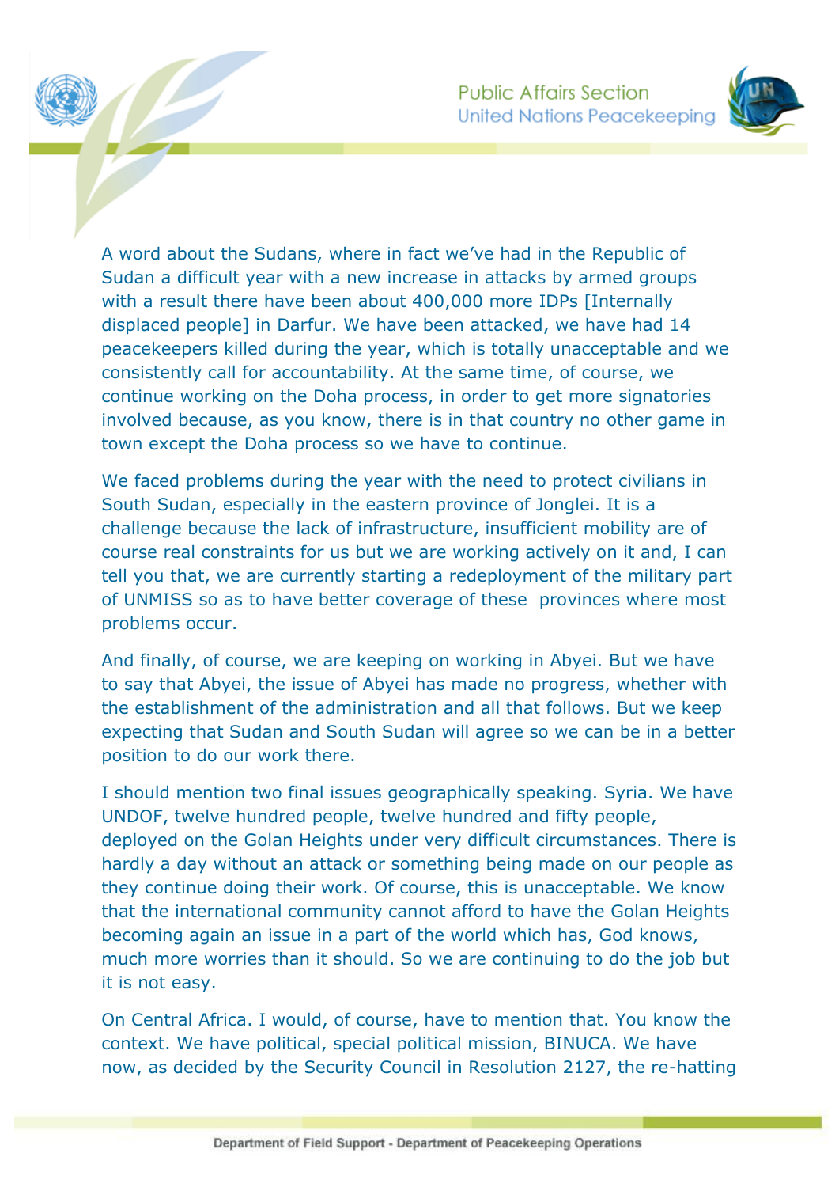A word about the Sudans, where in fact we've had in the Republic of Sudan a difficult year with a new increase in attacks by armed groups with a result there have been about 400,000 more IDPs [Internally displaced people] in Darfur. We have been attacked, we have had 14 peacekeepers killed during the year, which is totally unacceptable and we consistently call for accountability. At the same time, of course, we continue working on the Doha process, in order to get more signatories involved because, as you know, there is in that country no other game in town except the Doha process so we have to continue.

We faced problems during the year with the need to protect civilians in South Sudan, especially in the eastern province of Jonglei. It is a challenge because the lack of infrastructure, insufficient mobility are of course real constraints for us but we are working actively on it and, I can tell you that, we are currently starting a redeployment of the military part of UNMISS so as to have better coverage of these provinces where most problems occur.

And finally, of course, we are keeping on working in Abyei. But we have to say that Abyei, the issue of Abyei has made no progress, whether with the establishment of the administration and all that follows. But we keep expecting that Sudan and South Sudan will agree so we can be in a better position to do our work there.

I should mention two final issues geographically speaking. Syria. We have UNDOF, twelve hundred people, twelve hundred and fifty people, deployed on the Golan Heights under very difficult circumstances. There is hardly a day without an attack or something being made on our people as they continue doing their work. Of course, this is unacceptable. We know that the international community cannot afford to have the Golan Heights becoming again an issue in a part of the world which has, God knows, much more worries than it should. So we are continuing to do the job but it is not easy.

On Central Africa. I would, of course, have to mention that. You know the context. We have political, special political mission, BINUCA. We have now, as decided by the Security Council in Resolution 2127, the re-hatting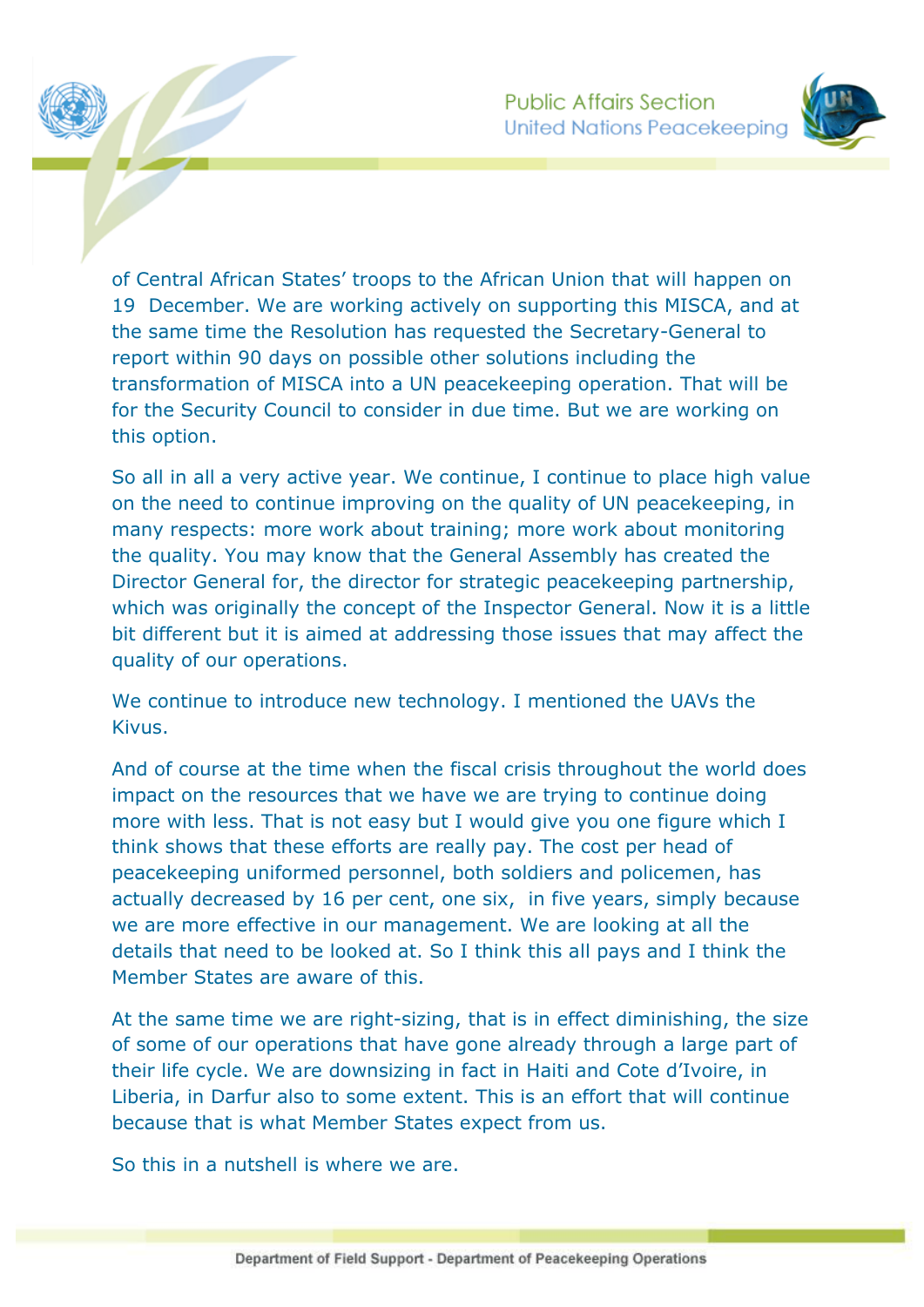of Central African States' troops to the African Union that will happen on 19 December. We are working actively on supporting this MISCA, and at the same time the Resolution has requested the Secretary-General to report within 90 days on possible other solutions including the transformation of MISCA into a UN peacekeeping operation. That will be for the Security Council to consider in due time. But we are working on this option.

So all in all a very active year. We continue, I continue to place high value on the need to continue improving on the quality of UN peacekeeping, in many respects: more work about training; more work about monitoring the quality. You may know that the General Assembly has created the Director General for, the director for strategic peacekeeping partnership, which was originally the concept of the Inspector General. Now it is a little bit different but it is aimed at addressing those issues that may affect the quality of our operations.

We continue to introduce new technology. I mentioned the UAVs the Kivus.

And of course at the time when the fiscal crisis throughout the world does impact on the resources that we have we are trying to continue doing more with less. That is not easy but I would give you one figure which I think shows that these efforts are really pay. The cost per head of peacekeeping uniformed personnel, both soldiers and policemen, has actually decreased by 16 per cent, one six, in five years, simply because we are more effective in our management. We are looking at all the details that need to be looked at. So I think this all pays and I think the Member States are aware of this.

At the same time we are right-sizing, that is in effect diminishing, the size of some of our operations that have gone already through a large part of their life cycle. We are downsizing in fact in Haiti and Cote d'Ivoire, in Liberia, in Darfur also to some extent. This is an effort that will continue because that is what Member States expect from us.

So this in a nutshell is where we are.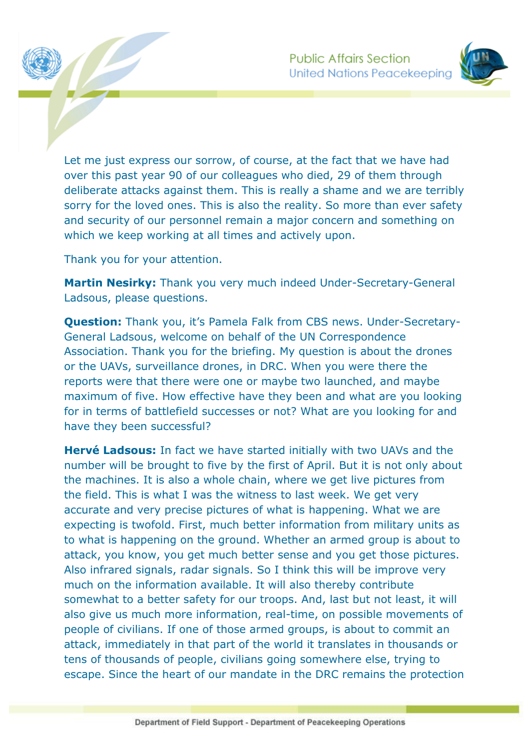Let me just express our sorrow, of course, at the fact that we have had over this past year 90 of our colleagues who died, 29 of them through deliberate attacks against them. This is really a shame and we are terribly sorry for the loved ones. This is also the reality. So more than ever safety and security of our personnel remain a major concern and something on which we keep working at all times and actively upon.

Thank you for your attention.

**Martin Nesirky:** Thank you very much indeed Under-Secretary-General Ladsous, please questions.

**Question:** Thank you, it's Pamela Falk from CBS news. Under-Secretary-General Ladsous, welcome on behalf of the UN Correspondence Association. Thank you for the briefing. My question is about the drones or the UAVs, surveillance drones, in DRC. When you were there the reports were that there were one or maybe two launched, and maybe maximum of five. How effective have they been and what are you looking for in terms of battlefield successes or not? What are you looking for and have they been successful?

**Hervé Ladsous:** In fact we have started initially with two UAVs and the number will be brought to five by the first of April. But it is not only about the machines. It is also a whole chain, where we get live pictures from the field. This is what I was the witness to last week. We get very accurate and very precise pictures of what is happening. What we are expecting is twofold. First, much better information from military units as to what is happening on the ground. Whether an armed group is about to attack, you know, you get much better sense and you get those pictures. Also infrared signals, radar signals. So I think this will be improve very much on the information available. It will also thereby contribute somewhat to a better safety for our troops. And, last but not least, it will also give us much more information, real-time, on possible movements of people of civilians. If one of those armed groups, is about to commit an attack, immediately in that part of the world it translates in thousands or tens of thousands of people, civilians going somewhere else, trying to escape. Since the heart of our mandate in the DRC remains the protection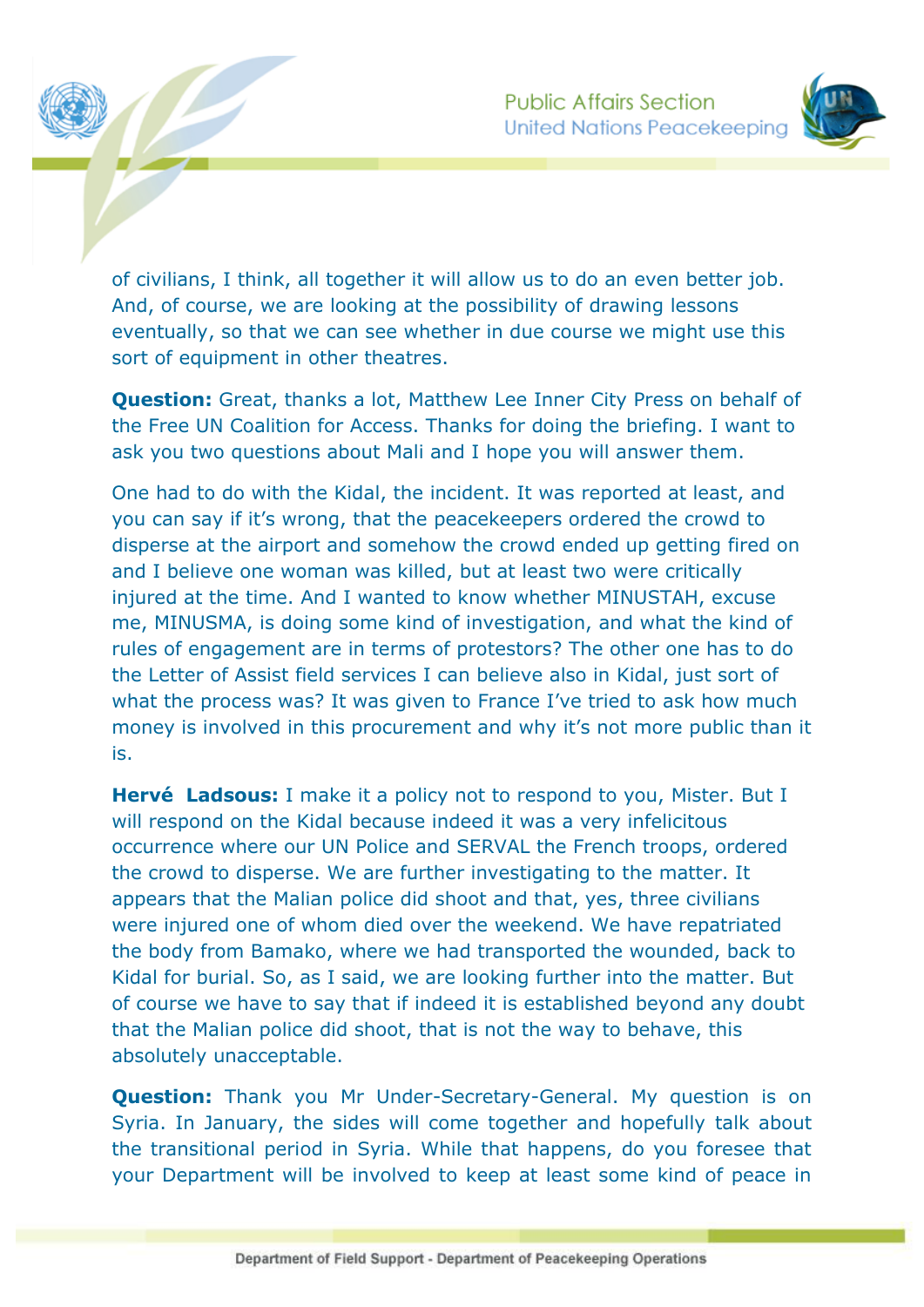of civilians, I think, all together it will allow us to do an even better job. And, of course, we are looking at the possibility of drawing lessons eventually, so that we can see whether in due course we might use this sort of equipment in other theatres.

**Question:** Great, thanks a lot, Matthew Lee Inner City Press on behalf of the Free UN Coalition for Access. Thanks for doing the briefing. I want to ask you two questions about Mali and I hope you will answer them.

One had to do with the Kidal, the incident. It was reported at least, and you can say if it's wrong, that the peacekeepers ordered the crowd to disperse at the airport and somehow the crowd ended up getting fired on and I believe one woman was killed, but at least two were critically injured at the time. And I wanted to know whether MINUSTAH, excuse me, MINUSMA, is doing some kind of investigation, and what the kind of rules of engagement are in terms of protestors? The other one has to do the Letter of Assist field services I can believe also in Kidal, just sort of what the process was? It was given to France I've tried to ask how much money is involved in this procurement and why it's not more public than it is.

**Hervé Ladsous:** I make it a policy not to respond to you, Mister. But I will respond on the Kidal because indeed it was a very infelicitous occurrence where our UN Police and SERVAL the French troops, ordered the crowd to disperse. We are further investigating to the matter. It appears that the Malian police did shoot and that, yes, three civilians were injured one of whom died over the weekend. We have repatriated the body from Bamako, where we had transported the wounded, back to Kidal for burial. So, as I said, we are looking further into the matter. But of course we have to say that if indeed it is established beyond any doubt that the Malian police did shoot, that is not the way to behave, this absolutely unacceptable.

**Question:** Thank you Mr Under-Secretary-General. My question is on Syria. In January, the sides will come together and hopefully talk about the transitional period in Syria. While that happens, do you foresee that your Department will be involved to keep at least some kind of peace in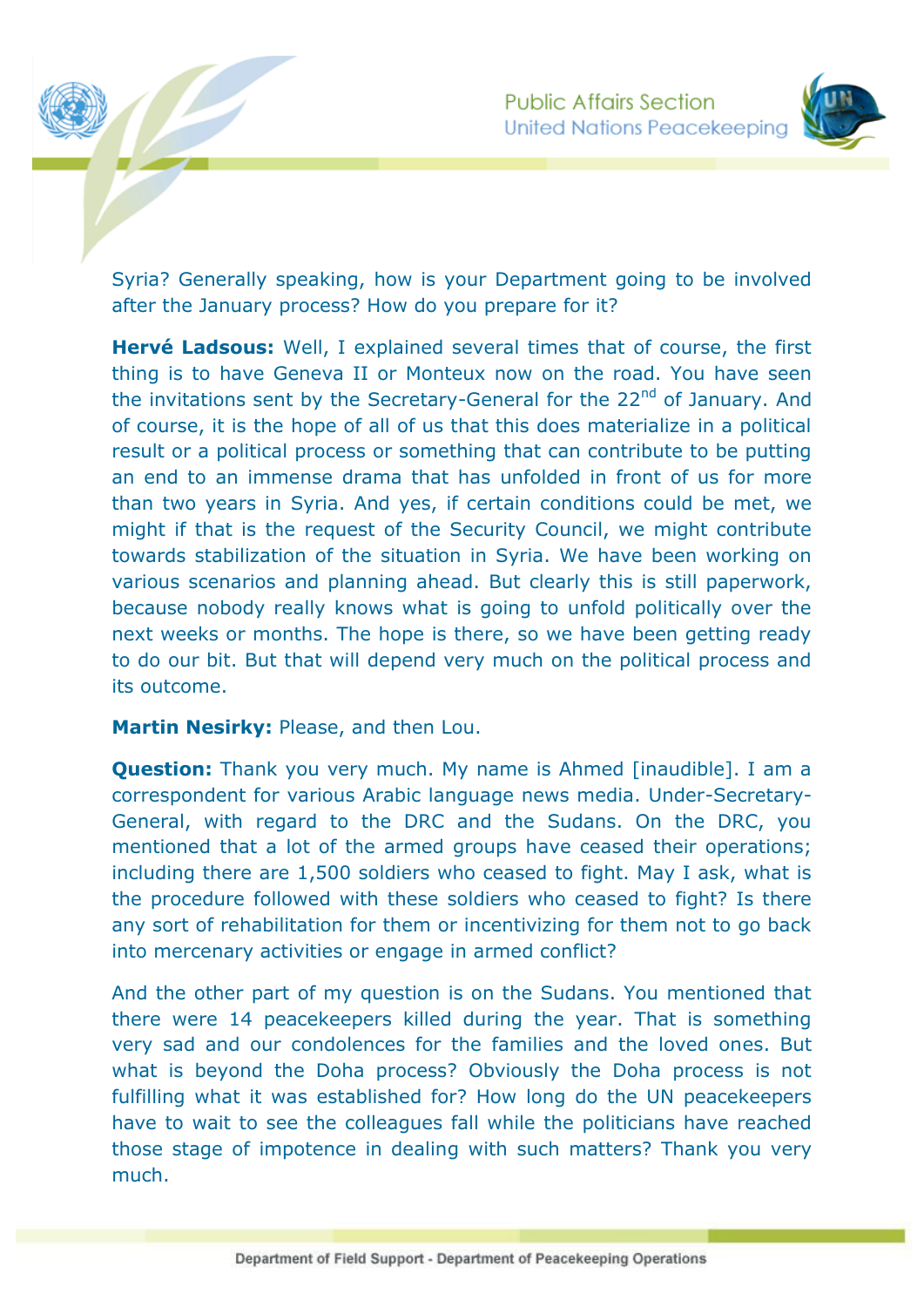Syria? Generally speaking, how is your Department going to be involved after the January process? How do you prepare for it?

**Hervé Ladsous:** Well, I explained several times that of course, the first thing is to have Geneva II or Monteux now on the road. You have seen the invitations sent by the Secretary-General for the 22nd of January. And of course, it is the hope of all of us that this does materialize in a political result or a political process or something that can contribute to be putting an end to an immense drama that has unfolded in front of us for more than two years in Syria. And yes, if certain conditions could be met, we might if that is the request of the Security Council, we might contribute towards stabilization of the situation in Syria. We have been working on various scenarios and planning ahead. But clearly this is still paperwork, because nobody really knows what is going to unfold politically over the next weeks or months. The hope is there, so we have been getting ready to do our bit. But that will depend very much on the political process and its outcome.

**Martin Nesirky:** Please, and then Lou.

**Question:** Thank you very much. My name is Ahmed [inaudible]. I am a correspondent for various Arabic language news media. Under-Secretary-General, with regard to the DRC and the Sudans. On the DRC, you mentioned that a lot of the armed groups have ceased their operations; including there are 1,500 soldiers who ceased to fight. May I ask, what is the procedure followed with these soldiers who ceased to fight? Is there any sort of rehabilitation for them or incentivizing for them not to go back into mercenary activities or engage in armed conflict?

And the other part of my question is on the Sudans. You mentioned that there were 14 peacekeepers killed during the year. That is something very sad and our condolences for the families and the loved ones. But what is beyond the Doha process? Obviously the Doha process is not fulfilling what it was established for? How long do the UN peacekeepers have to wait to see the colleagues fall while the politicians have reached those stage of impotence in dealing with such matters? Thank you very much.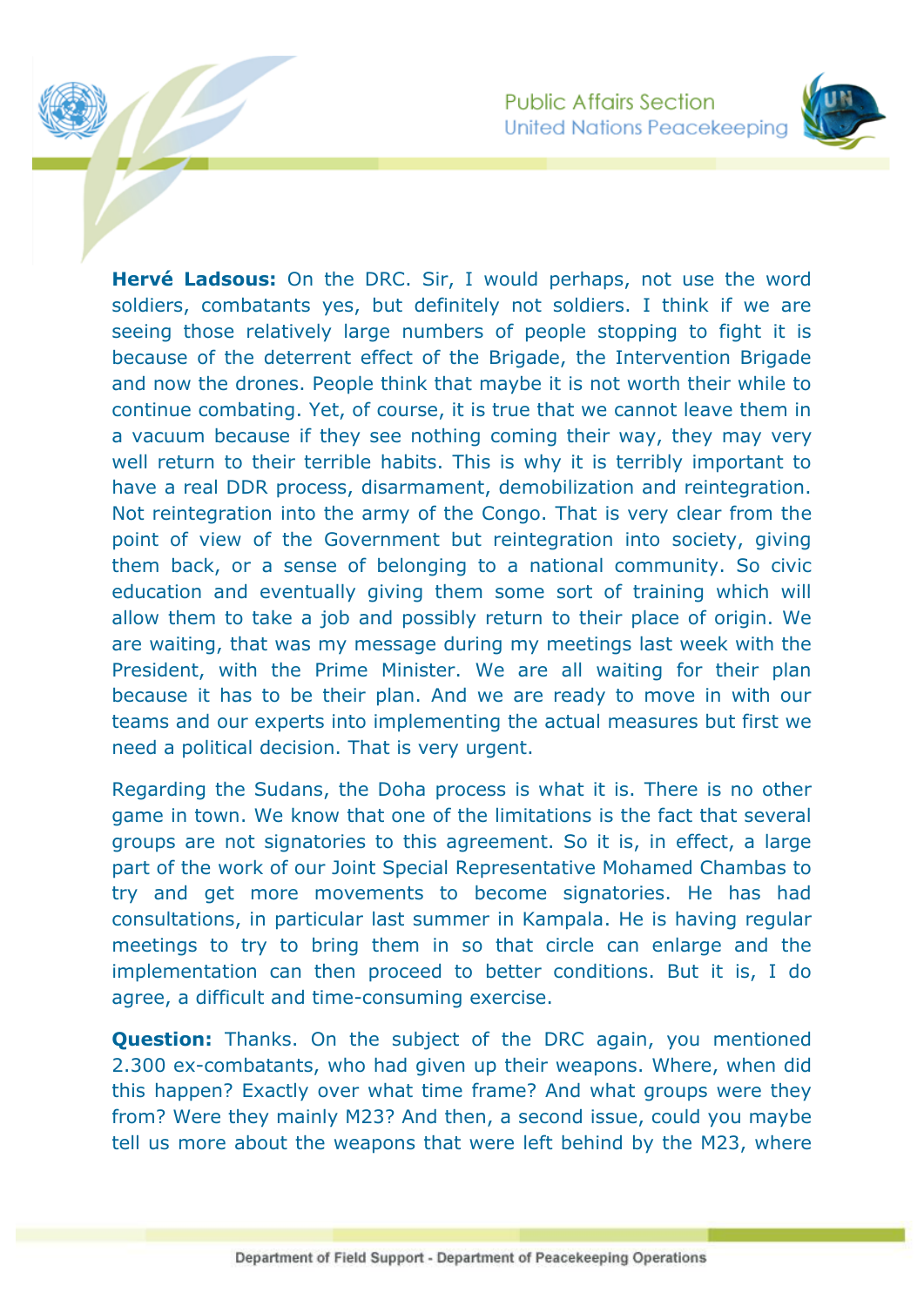**Hervé Ladsous:** On the DRC. Sir, I would perhaps, not use the word soldiers, combatants yes, but definitely not soldiers. I think if we are seeing those relatively large numbers of people stopping to fight it is because of the deterrent effect of the Brigade, the Intervention Brigade and now the drones. People think that maybe it is not worth their while to continue combating. Yet, of course, it is true that we cannot leave them in a vacuum because if they see nothing coming their way, they may very well return to their terrible habits. This is why it is terribly important to have a real DDR process, disarmament, demobilization and reintegration. Not reintegration into the army of the Congo. That is very clear from the point of view of the Government but reintegration into society, giving them back, or a sense of belonging to a national community. So civic education and eventually giving them some sort of training which will allow them to take a job and possibly return to their place of origin. We are waiting, that was my message during my meetings last week with the President, with the Prime Minister. We are all waiting for their plan because it has to be their plan. And we are ready to move in with our teams and our experts into implementing the actual measures but first we need a political decision. That is very urgent.

Regarding the Sudans, the Doha process is what it is. There is no other game in town. We know that one of the limitations is the fact that several groups are not signatories to this agreement. So it is, in effect, a large part of the work of our Joint Special Representative Mohamed Chambas to try and get more movements to become signatories. He has had consultations, in particular last summer in Kampala. He is having regular meetings to try to bring them in so that circle can enlarge and the implementation can then proceed to better conditions. But it is, I do agree, a difficult and time-consuming exercise.

**Question:** Thanks. On the subject of the DRC again, you mentioned 2.300 ex-combatants, who had given up their weapons. Where, when did this happen? Exactly over what time frame? And what groups were they from? Were they mainly M23? And then, a second issue, could you maybe tell us more about the weapons that were left behind by the M23, where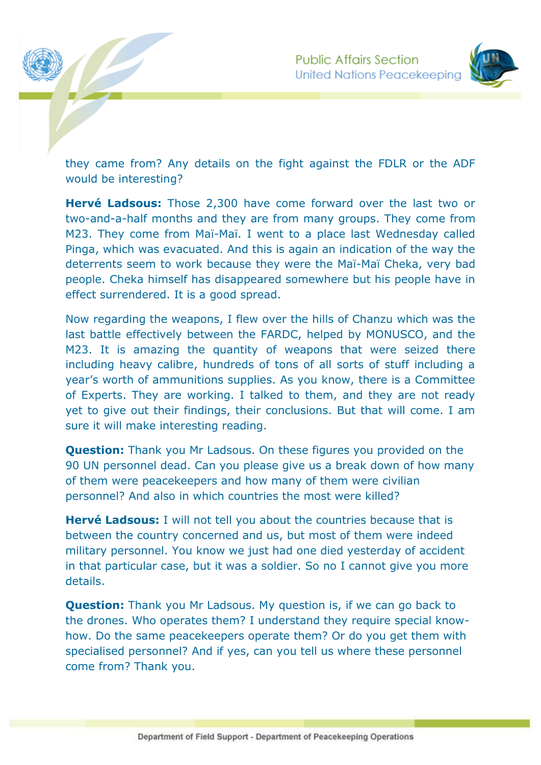they came from? Any details on the fight against the FDLR or the ADF would be interesting?

**Hervé Ladsous:** Those 2,300 have come forward over the last two or two-and-a-half months and they are from many groups. They come from M23. They come from Maï-Maï. I went to a place last Wednesday called Pinga, which was evacuated. And this is again an indication of the way the deterrents seem to work because they were the Maï-Maï Cheka, very bad people. Cheka himself has disappeared somewhere but his people have in effect surrendered. It is a good spread.

Now regarding the weapons, I flew over the hills of Chanzu which was the last battle effectively between the FARDC, helped by MONUSCO, and the M23. It is amazing the quantity of weapons that were seized there including heavy calibre, hundreds of tons of all sorts of stuff including a year's worth of ammunitions supplies. As you know, there is a Committee of Experts. They are working. I talked to them, and they are not ready yet to give out their findings, their conclusions. But that will come. I am sure it will make interesting reading.

**Question:** Thank you Mr Ladsous. On these figures you provided on the 90 UN personnel dead. Can you please give us a break down of how many of them were peacekeepers and how many of them were civilian personnel? And also in which countries the most were killed?

**Hervé Ladsous:** I will not tell you about the countries because that is between the country concerned and us, but most of them were indeed military personnel. You know we just had one died yesterday of accident in that particular case, but it was a soldier. So no I cannot give you more details.

**Question:** Thank you Mr Ladsous. My question is, if we can go back to the drones. Who operates them? I understand they require special know-how. Do the same peacekeepers operate them? Or do you get them with specialised personnel? And if yes, can you tell us where these personnel come from? Thank you.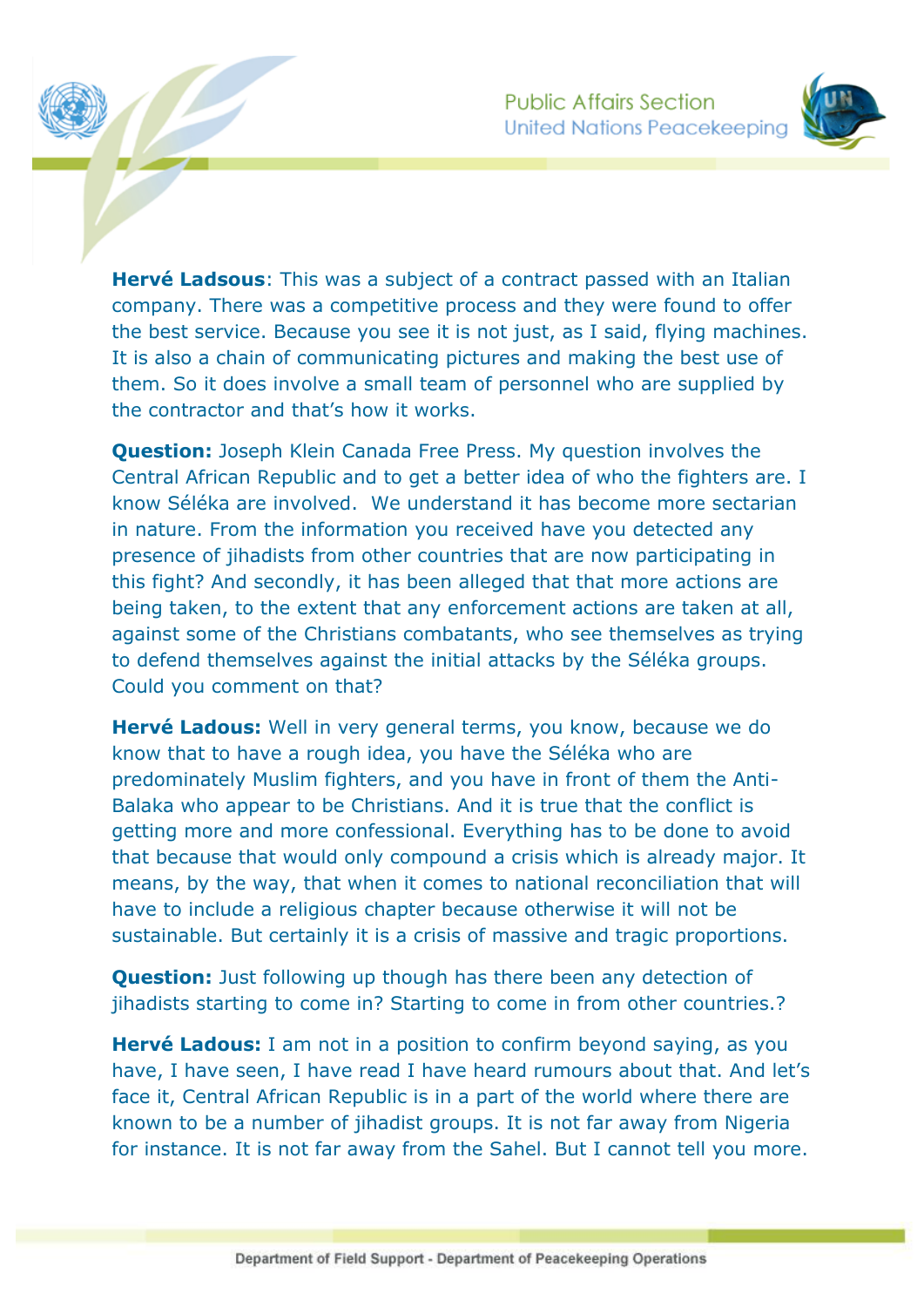**Hervé Ladsous**: This was a subject of a contract passed with an Italian company. There was a competitive process and they were found to offer the best service. Because you see it is not just, as I said, flying machines. It is also a chain of communicating pictures and making the best use of them. So it does involve a small team of personnel who are supplied by the contractor and that's how it works.

**Question:** Joseph Klein Canada Free Press. My question involves the Central African Republic and to get a better idea of who the fighters are. I know Séléka are involved. We understand it has become more sectarian in nature. From the information you received have you detected any presence of jihadists from other countries that are now participating in this fight? And secondly, it has been alleged that that more actions are being taken, to the extent that any enforcement actions are taken at all, against some of the Christians combatants, who see themselves as trying to defend themselves against the initial attacks by the Séléka groups. Could you comment on that?

**Hervé Ladous:** Well in very general terms, you know, because we do know that to have a rough idea, you have the Séléka who are predominately Muslim fighters, and you have in front of them the Anti-Balaka who appear to be Christians. And it is true that the conflict is getting more and more confessional. Everything has to be done to avoid that because that would only compound a crisis which is already major. It means, by the way, that when it comes to national reconciliation that will have to include a religious chapter because otherwise it will not be sustainable. But certainly it is a crisis of massive and tragic proportions.

**Question:** Just following up though has there been any detection of jihadists starting to come in? Starting to come in from other countries.?

**Hervé Ladous:** I am not in a position to confirm beyond saying, as you have, I have seen, I have read I have heard rumours about that. And let's face it, Central African Republic is in a part of the world where there are known to be a number of jihadist groups. It is not far away from Nigeria for instance. It is not far away from the Sahel. But I cannot tell you more.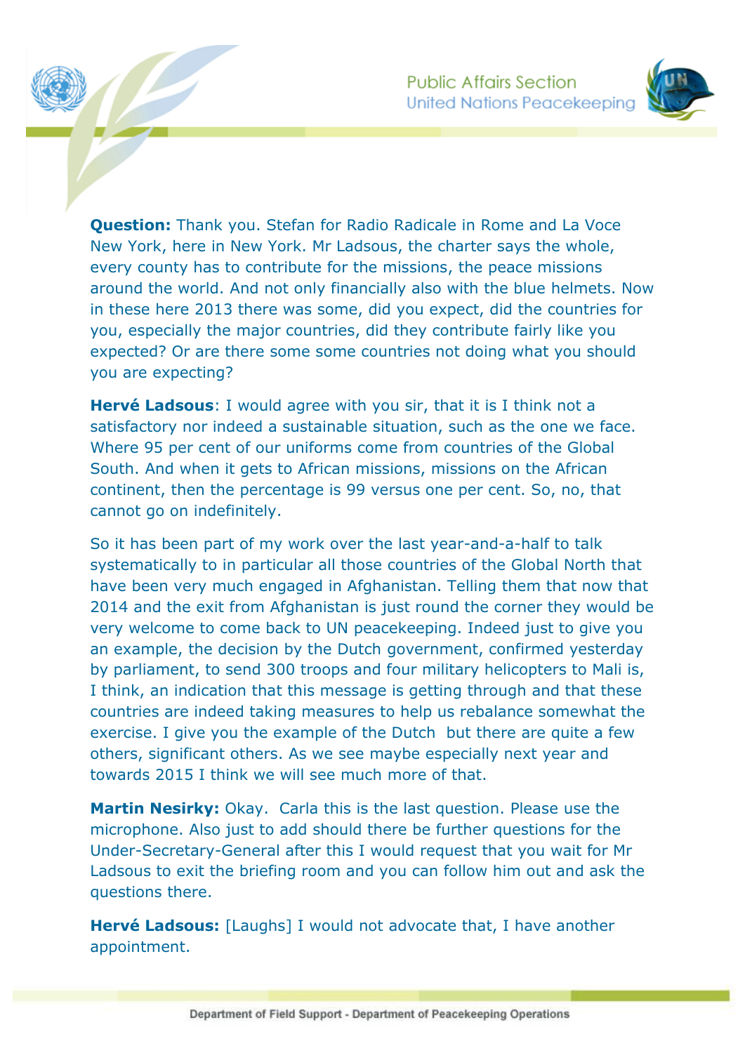**Question:** Thank you. Stefan for Radio Radicale in Rome and La Voce New York, here in New York. Mr Ladsous, the charter says the whole, every county has to contribute for the missions, the peace missions around the world. And not only financially also with the blue helmets. Now in these here 2013 there was some, did you expect, did the countries for you, especially the major countries, did they contribute fairly like you expected? Or are there some some countries not doing what you should you are expecting?

**Hervé Ladsous**: I would agree with you sir, that it is I think not a satisfactory nor indeed a sustainable situation, such as the one we face. Where 95 per cent of our uniforms come from countries of the Global South. And when it gets to African missions, missions on the African continent, then the percentage is 99 versus one per cent. So, no, that cannot go on indefinitely.

So it has been part of my work over the last year-and-a-half to talk systematically to in particular all those countries of the Global North that have been very much engaged in Afghanistan. Telling them that now that 2014 and the exit from Afghanistan is just round the corner they would be very welcome to come back to UN peacekeeping. Indeed just to give you an example, the decision by the Dutch government, confirmed yesterday by parliament, to send 300 troops and four military helicopters to Mali is, I think, an indication that this message is getting through and that these countries are indeed taking measures to help us rebalance somewhat the exercise. I give you the example of the Dutch but there are quite a few others, significant others. As we see maybe especially next year and towards 2015 I think we will see much more of that.

**Martin Nesirky:** Okay. Carla this is the last question. Please use the microphone. Also just to add should there be further questions for the Under-Secretary-General after this I would request that you wait for Mr Ladsous to exit the briefing room and you can follow him out and ask the questions there.

**Hervé Ladsous:** [Laughs] I would not advocate that, I have another appointment.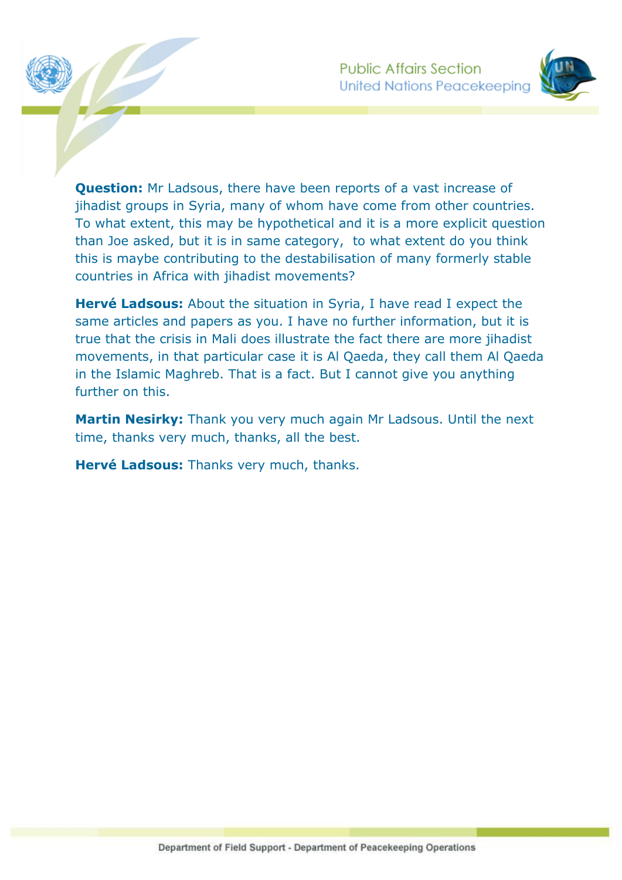**Question:** Mr Ladsous, there have been reports of a vast increase of jihadist groups in Syria, many of whom have come from other countries. To what extent, this may be hypothetical and it is a more explicit question than Joe asked, but it is in same category, to what extent do you think this is maybe contributing to the destabilisation of many formerly stable countries in Africa with jihadist movements?

**Hervé Ladsous:** About the situation in Syria, I have read I expect the same articles and papers as you. I have no further information, but it is true that the crisis in Mali does illustrate the fact there are more jihadist movements, in that particular case it is Al Qaeda, they call them Al Qaeda in the Islamic Maghreb. That is a fact. But I cannot give you anything further on this.

**Martin Nesirky:** Thank you very much again Mr Ladsous. Until the next time, thanks very much, thanks, all the best.

**Hervé Ladsous:** Thanks very much, thanks.